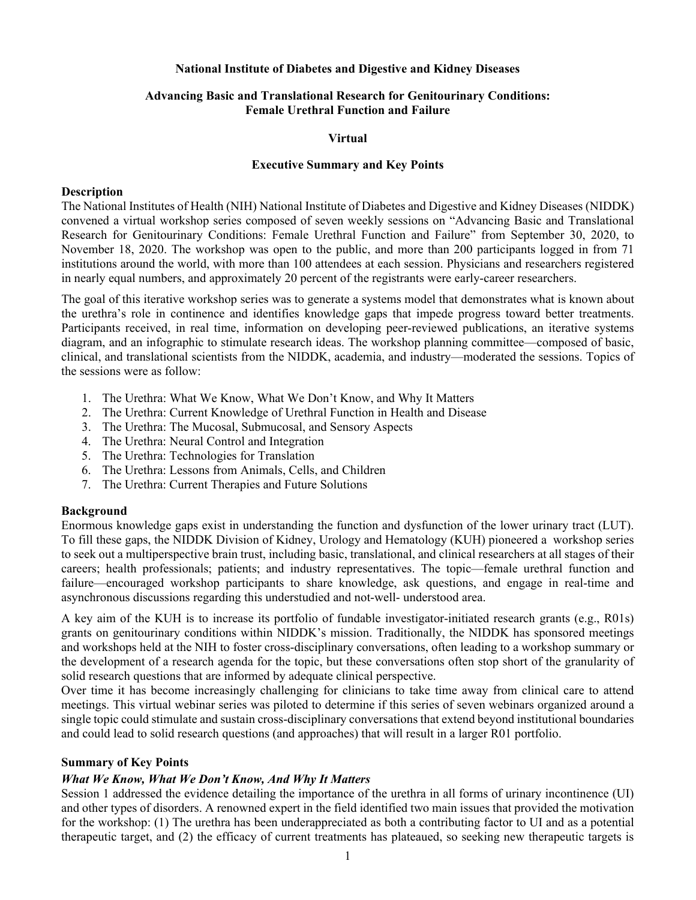**National Institute of Diabetes and Digestive and Kidney Diseases**

**Advancing Basic and Translational Research for Genitourinary Conditions: Female Urethral Function and Failure**

**Virtual**

**Executive Summary and Key Points**

## Description

The National Institutes of Health (NIH) National Institute of Diabetes and Digestive and Kidney Diseases (NIDDK) convened a virtual workshop series composed of seven weekly sessions on "Advancing Basic and Translational Research for Genitourinary Conditions: Female Urethral Function and Failure" from September 30, 2020, to November 18, 2020. The workshop was open to the public, and more than 200 participants logged in from 71 institutions around the world, with more than 100 attendees at each session. Physicians and researchers registered in nearly equal numbers, and approximately 20 percent of the registrants were early-career researchers.

The goal of this iterative workshop series was to generate a systems model that demonstrates what is known about the urethra's role in continence and identifies knowledge gaps that impede progress toward better treatments. Participants received, in real time, information on developing peer-reviewed publications, an iterative systems diagram, and an infographic to stimulate research ideas. The workshop planning committee—composed of basic, clinical, and translational scientists from the NIDDK, academia, and industry—moderated the sessions. Topics of the sessions were as follow:

1. The Urethra: What We Know, What We Don't Know, and Why It Matters
2. The Urethra: Current Knowledge of Urethral Function in Health and Disease
3. The Urethra: The Mucosal, Submucosal, and Sensory Aspects
4. The Urethra: Neural Control and Integration
5. The Urethra: Technologies for Translation
6. The Urethra: Lessons from Animals, Cells, and Children
7. The Urethra: Current Therapies and Future Solutions

## Background

Enormous knowledge gaps exist in understanding the function and dysfunction of the lower urinary tract (LUT). To fill these gaps, the NIDDK Division of Kidney, Urology and Hematology (KUH) pioneered a workshop series to seek out a multiperspective brain trust, including basic, translational, and clinical researchers at all stages of their careers; health professionals; patients; and industry representatives. The topic—female urethral function and failure—encouraged workshop participants to share knowledge, ask questions, and engage in real-time and asynchronous discussions regarding this understudied and not-well- understood area.

A key aim of the KUH is to increase its portfolio of fundable investigator-initiated research grants (e.g., R01s) grants on genitourinary conditions within NIDDK's mission. Traditionally, the NIDDK has sponsored meetings and workshops held at the NIH to foster cross-disciplinary conversations, often leading to a workshop summary or the development of a research agenda for the topic, but these conversations often stop short of the granularity of solid research questions that are informed by adequate clinical perspective.

Over time it has become increasingly challenging for clinicians to take time away from clinical care to attend meetings. This virtual webinar series was piloted to determine if this series of seven webinars organized around a single topic could stimulate and sustain cross-disciplinary conversations that extend beyond institutional boundaries and could lead to solid research questions (and approaches) that will result in a larger R01 portfolio.

## Summary of Key Points

### *What We Know, What We Don't Know, And Why It Matters*

Session 1 addressed the evidence detailing the importance of the urethra in all forms of urinary incontinence (UI) and other types of disorders. A renowned expert in the field identified two main issues that provided the motivation for the workshop: (1) The urethra has been underappreciated as both a contributing factor to UI and as a potential therapeutic target, and (2) the efficacy of current treatments has plateaued, so seeking new therapeutic targets is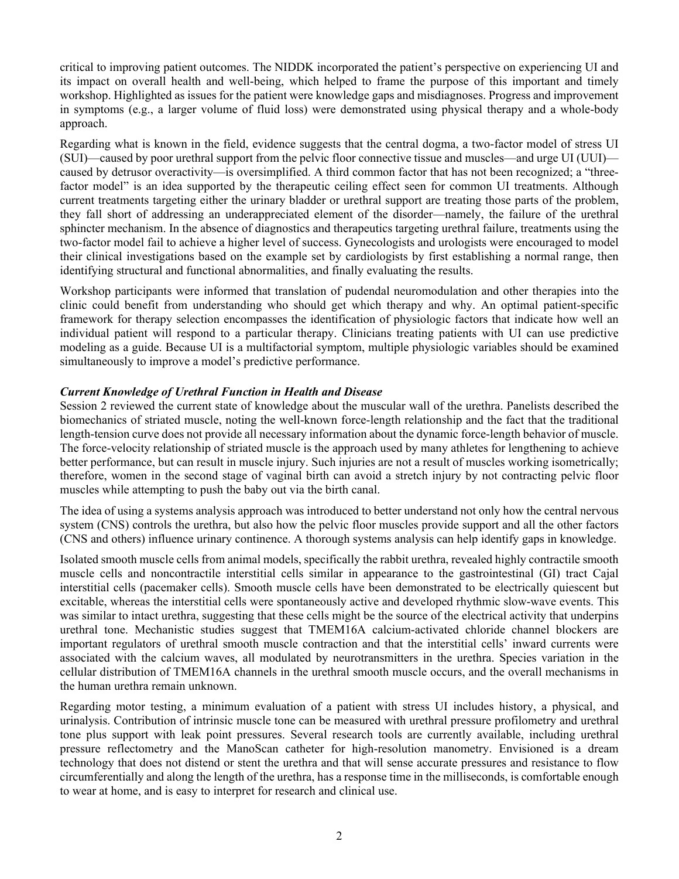critical to improving patient outcomes. The NIDDK incorporated the patient's perspective on experiencing UI and its impact on overall health and well-being, which helped to frame the purpose of this important and timely workshop. Highlighted as issues for the patient were knowledge gaps and misdiagnoses. Progress and improvement in symptoms (e.g., a larger volume of fluid loss) were demonstrated using physical therapy and a whole-body approach.

Regarding what is known in the field, evidence suggests that the central dogma, a two-factor model of stress UI (SUI)—caused by poor urethral support from the pelvic floor connective tissue and muscles—and urge UI (UUI)—caused by detrusor overactivity—is oversimplified. A third common factor that has not been recognized; a "three-factor model" is an idea supported by the therapeutic ceiling effect seen for common UI treatments. Although current treatments targeting either the urinary bladder or urethral support are treating those parts of the problem, they fall short of addressing an underappreciated element of the disorder—namely, the failure of the urethral sphincter mechanism. In the absence of diagnostics and therapeutics targeting urethral failure, treatments using the two-factor model fail to achieve a higher level of success. Gynecologists and urologists were encouraged to model their clinical investigations based on the example set by cardiologists by first establishing a normal range, then identifying structural and functional abnormalities, and finally evaluating the results.

Workshop participants were informed that translation of pudendal neuromodulation and other therapies into the clinic could benefit from understanding who should get which therapy and why. An optimal patient-specific framework for therapy selection encompasses the identification of physiologic factors that indicate how well an individual patient will respond to a particular therapy. Clinicians treating patients with UI can use predictive modeling as a guide. Because UI is a multifactorial symptom, multiple physiologic variables should be examined simultaneously to improve a model's predictive performance.

### *Current Knowledge of Urethral Function in Health and Disease*

Session 2 reviewed the current state of knowledge about the muscular wall of the urethra. Panelists described the biomechanics of striated muscle, noting the well-known force-length relationship and the fact that the traditional length-tension curve does not provide all necessary information about the dynamic force-length behavior of muscle. The force-velocity relationship of striated muscle is the approach used by many athletes for lengthening to achieve better performance, but can result in muscle injury. Such injuries are not a result of muscles working isometrically; therefore, women in the second stage of vaginal birth can avoid a stretch injury by not contracting pelvic floor muscles while attempting to push the baby out via the birth canal.

The idea of using a systems analysis approach was introduced to better understand not only how the central nervous system (CNS) controls the urethra, but also how the pelvic floor muscles provide support and all the other factors (CNS and others) influence urinary continence. A thorough systems analysis can help identify gaps in knowledge.

Isolated smooth muscle cells from animal models, specifically the rabbit urethra, revealed highly contractile smooth muscle cells and noncontractile interstitial cells similar in appearance to the gastrointestinal (GI) tract Cajal interstitial cells (pacemaker cells). Smooth muscle cells have been demonstrated to be electrically quiescent but excitable, whereas the interstitial cells were spontaneously active and developed rhythmic slow-wave events. This was similar to intact urethra, suggesting that these cells might be the source of the electrical activity that underpins urethral tone. Mechanistic studies suggest that TMEM16A calcium-activated chloride channel blockers are important regulators of urethral smooth muscle contraction and that the interstitial cells' inward currents were associated with the calcium waves, all modulated by neurotransmitters in the urethra. Species variation in the cellular distribution of TMEM16A channels in the urethral smooth muscle occurs, and the overall mechanisms in the human urethra remain unknown.

Regarding motor testing, a minimum evaluation of a patient with stress UI includes history, a physical, and urinalysis. Contribution of intrinsic muscle tone can be measured with urethral pressure profilometry and urethral tone plus support with leak point pressures. Several research tools are currently available, including urethral pressure reflectometry and the ManoScan catheter for high-resolution manometry. Envisioned is a dream technology that does not distend or stent the urethra and that will sense accurate pressures and resistance to flow circumferentially and along the length of the urethra, has a response time in the milliseconds, is comfortable enough to wear at home, and is easy to interpret for research and clinical use.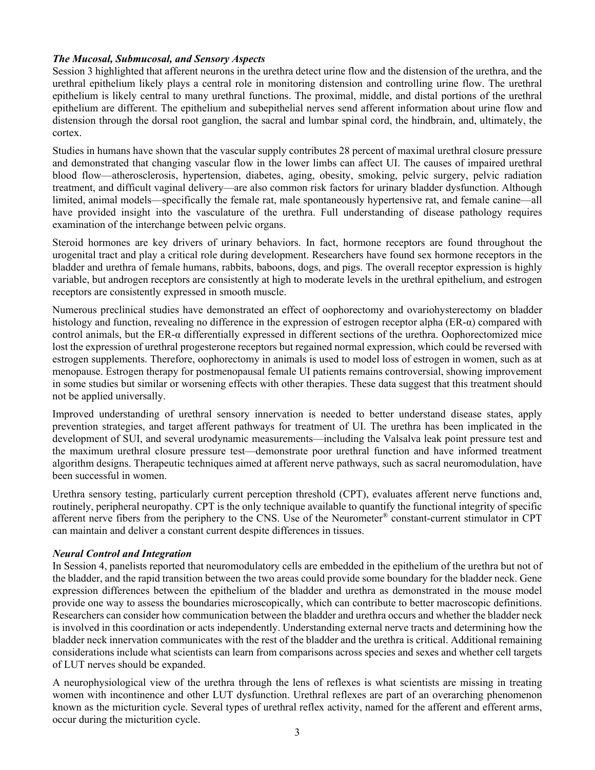### *The Mucosal, Submucosal, and Sensory Aspects*

Session 3 highlighted that afferent neurons in the urethra detect urine flow and the distension of the urethra, and the urethral epithelium likely plays a central role in monitoring distension and controlling urine flow. The urethral epithelium is likely central to many urethral functions. The proximal, middle, and distal portions of the urethral epithelium are different. The epithelium and subepithelial nerves send afferent information about urine flow and distension through the dorsal root ganglion, the sacral and lumbar spinal cord, the hindbrain, and, ultimately, the cortex.

Studies in humans have shown that the vascular supply contributes 28 percent of maximal urethral closure pressure and demonstrated that changing vascular flow in the lower limbs can affect UI. The causes of impaired urethral blood flow—atherosclerosis, hypertension, diabetes, aging, obesity, smoking, pelvic surgery, pelvic radiation treatment, and difficult vaginal delivery—are also common risk factors for urinary bladder dysfunction. Although limited, animal models—specifically the female rat, male spontaneously hypertensive rat, and female canine—all have provided insight into the vasculature of the urethra. Full understanding of disease pathology requires examination of the interchange between pelvic organs.

Steroid hormones are key drivers of urinary behaviors. In fact, hormone receptors are found throughout the urogenital tract and play a critical role during development. Researchers have found sex hormone receptors in the bladder and urethra of female humans, rabbits, baboons, dogs, and pigs. The overall receptor expression is highly variable, but androgen receptors are consistently at high to moderate levels in the urethral epithelium, and estrogen receptors are consistently expressed in smooth muscle.

Numerous preclinical studies have demonstrated an effect of oophorectomy and ovariohysterectomy on bladder histology and function, revealing no difference in the expression of estrogen receptor alpha (ER-α) compared with control animals, but the ER-α differentially expressed in different sections of the urethra. Oophorectomized mice lost the expression of urethral progesterone receptors but regained normal expression, which could be reversed with estrogen supplements. Therefore, oophorectomy in animals is used to model loss of estrogen in women, such as at menopause. Estrogen therapy for postmenopausal female UI patients remains controversial, showing improvement in some studies but similar or worsening effects with other therapies. These data suggest that this treatment should not be applied universally.

Improved understanding of urethral sensory innervation is needed to better understand disease states, apply prevention strategies, and target afferent pathways for treatment of UI. The urethra has been implicated in the development of SUI, and several urodynamic measurements—including the Valsalva leak point pressure test and the maximum urethral closure pressure test—demonstrate poor urethral function and have informed treatment algorithm designs. Therapeutic techniques aimed at afferent nerve pathways, such as sacral neuromodulation, have been successful in women.

Urethra sensory testing, particularly current perception threshold (CPT), evaluates afferent nerve functions and, routinely, peripheral neuropathy. CPT is the only technique available to quantify the functional integrity of specific afferent nerve fibers from the periphery to the CNS. Use of the Neurometer® constant-current stimulator in CPT can maintain and deliver a constant current despite differences in tissues.

### *Neural Control and Integration*

In Session 4, panelists reported that neuromodulatory cells are embedded in the epithelium of the urethra but not of the bladder, and the rapid transition between the two areas could provide some boundary for the bladder neck. Gene expression differences between the epithelium of the bladder and urethra as demonstrated in the mouse model provide one way to assess the boundaries microscopically, which can contribute to better macroscopic definitions. Researchers can consider how communication between the bladder and urethra occurs and whether the bladder neck is involved in this coordination or acts independently. Understanding external nerve tracts and determining how the bladder neck innervation communicates with the rest of the bladder and the urethra is critical. Additional remaining considerations include what scientists can learn from comparisons across species and sexes and whether cell targets of LUT nerves should be expanded.

A neurophysiological view of the urethra through the lens of reflexes is what scientists are missing in treating women with incontinence and other LUT dysfunction. Urethral reflexes are part of an overarching phenomenon known as the micturition cycle. Several types of urethral reflex activity, named for the afferent and efferent arms, occur during the micturition cycle.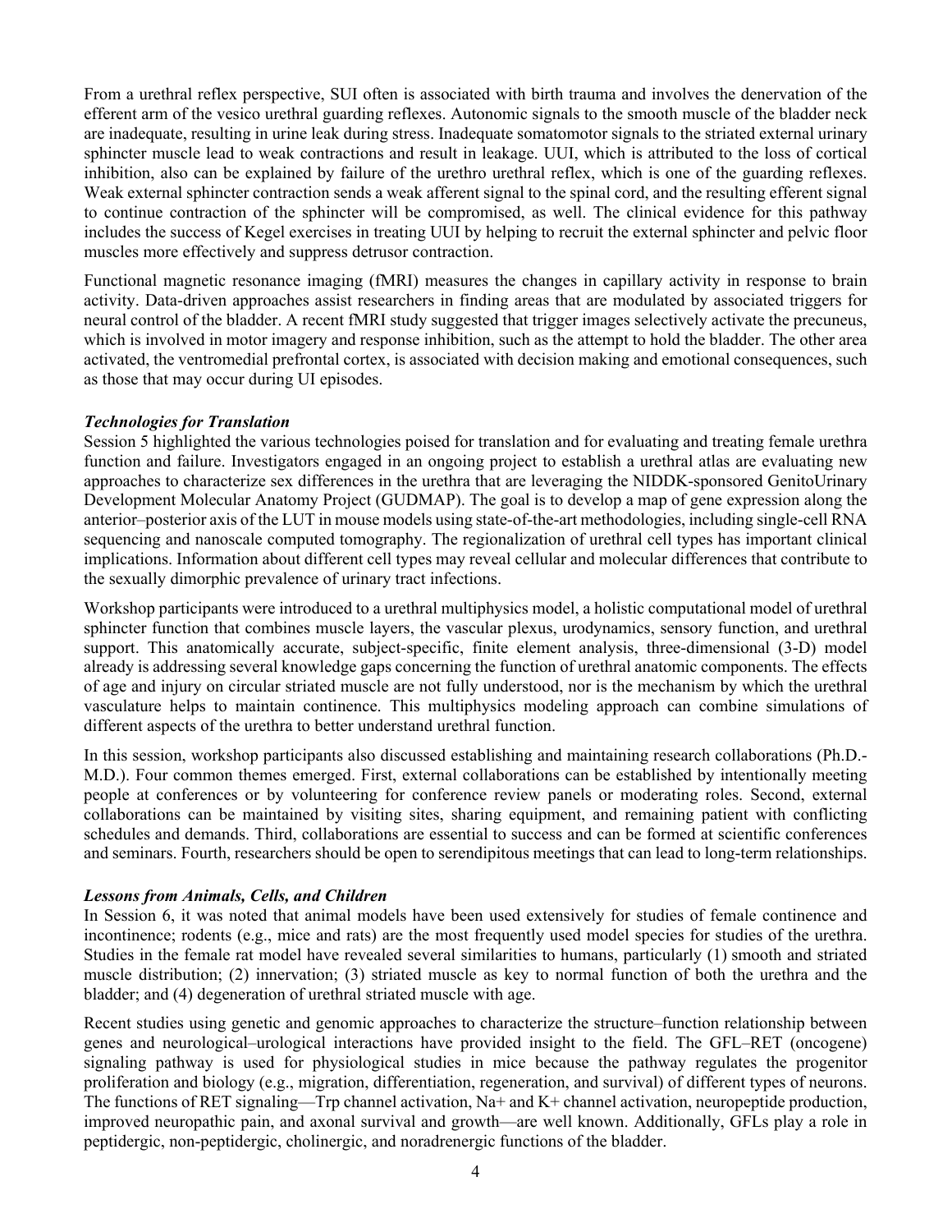From a urethral reflex perspective, SUI often is associated with birth trauma and involves the denervation of the efferent arm of the vesico urethral guarding reflexes. Autonomic signals to the smooth muscle of the bladder neck are inadequate, resulting in urine leak during stress. Inadequate somatomotor signals to the striated external urinary sphincter muscle lead to weak contractions and result in leakage. UUI, which is attributed to the loss of cortical inhibition, also can be explained by failure of the urethro urethral reflex, which is one of the guarding reflexes. Weak external sphincter contraction sends a weak afferent signal to the spinal cord, and the resulting efferent signal to continue contraction of the sphincter will be compromised, as well. The clinical evidence for this pathway includes the success of Kegel exercises in treating UUI by helping to recruit the external sphincter and pelvic floor muscles more effectively and suppress detrusor contraction.

Functional magnetic resonance imaging (fMRI) measures the changes in capillary activity in response to brain activity. Data-driven approaches assist researchers in finding areas that are modulated by associated triggers for neural control of the bladder. A recent fMRI study suggested that trigger images selectively activate the precuneus, which is involved in motor imagery and response inhibition, such as the attempt to hold the bladder. The other area activated, the ventromedial prefrontal cortex, is associated with decision making and emotional consequences, such as those that may occur during UI episodes.

***Technologies for Translation***

Session 5 highlighted the various technologies poised for translation and for evaluating and treating female urethra function and failure. Investigators engaged in an ongoing project to establish a urethral atlas are evaluating new approaches to characterize sex differences in the urethra that are leveraging the NIDDK-sponsored GenitoUrinary Development Molecular Anatomy Project (GUDMAP). The goal is to develop a map of gene expression along the anterior–posterior axis of the LUT in mouse models using state-of-the-art methodologies, including single-cell RNA sequencing and nanoscale computed tomography. The regionalization of urethral cell types has important clinical implications. Information about different cell types may reveal cellular and molecular differences that contribute to the sexually dimorphic prevalence of urinary tract infections.

Workshop participants were introduced to a urethral multiphysics model, a holistic computational model of urethral sphincter function that combines muscle layers, the vascular plexus, urodynamics, sensory function, and urethral support. This anatomically accurate, subject-specific, finite element analysis, three-dimensional (3-D) model already is addressing several knowledge gaps concerning the function of urethral anatomic components. The effects of age and injury on circular striated muscle are not fully understood, nor is the mechanism by which the urethral vasculature helps to maintain continence. This multiphysics modeling approach can combine simulations of different aspects of the urethra to better understand urethral function.

In this session, workshop participants also discussed establishing and maintaining research collaborations (Ph.D.-M.D.). Four common themes emerged. First, external collaborations can be established by intentionally meeting people at conferences or by volunteering for conference review panels or moderating roles. Second, external collaborations can be maintained by visiting sites, sharing equipment, and remaining patient with conflicting schedules and demands. Third, collaborations are essential to success and can be formed at scientific conferences and seminars. Fourth, researchers should be open to serendipitous meetings that can lead to long-term relationships.

***Lessons from Animals, Cells, and Children***

In Session 6, it was noted that animal models have been used extensively for studies of female continence and incontinence; rodents (e.g., mice and rats) are the most frequently used model species for studies of the urethra. Studies in the female rat model have revealed several similarities to humans, particularly (1) smooth and striated muscle distribution; (2) innervation; (3) striated muscle as key to normal function of both the urethra and the bladder; and (4) degeneration of urethral striated muscle with age.

Recent studies using genetic and genomic approaches to characterize the structure–function relationship between genes and neurological–urological interactions have provided insight to the field. The GFL–RET (oncogene) signaling pathway is used for physiological studies in mice because the pathway regulates the progenitor proliferation and biology (e.g., migration, differentiation, regeneration, and survival) of different types of neurons. The functions of RET signaling—Trp channel activation, $Na^+$ and $K^+$ channel activation, neuropeptide production, improved neuropathic pain, and axonal survival and growth—are well known. Additionally, GFLs play a role in peptidergic, non-peptidergic, cholinergic, and noradrenergic functions of the bladder.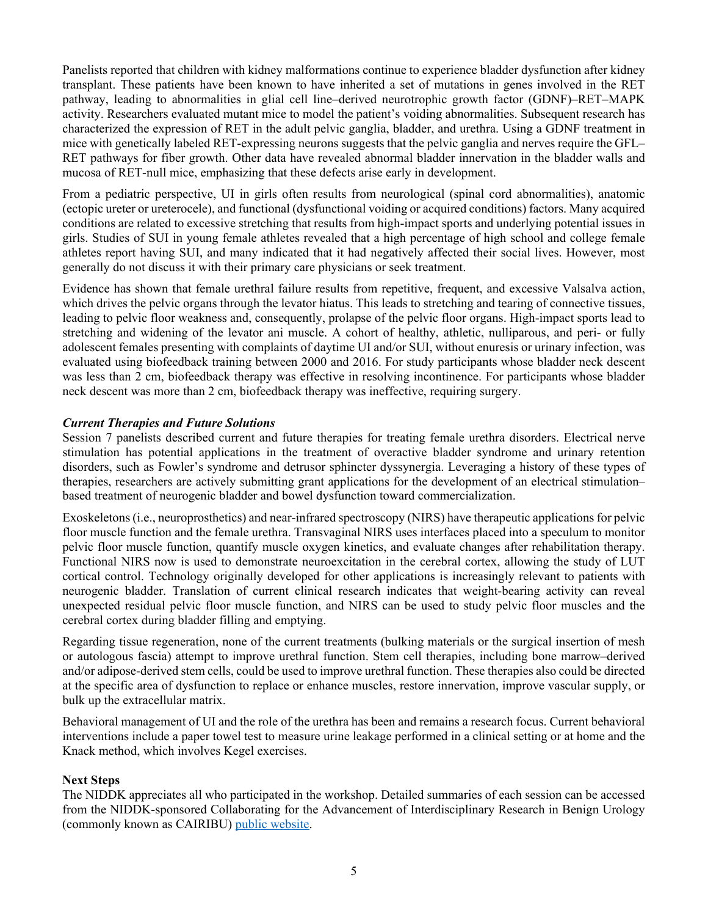Panelists reported that children with kidney malformations continue to experience bladder dysfunction after kidney transplant. These patients have been known to have inherited a set of mutations in genes involved in the RET pathway, leading to abnormalities in glial cell line–derived neurotrophic growth factor (GDNF)–RET–MAPK activity. Researchers evaluated mutant mice to model the patient's voiding abnormalities. Subsequent research has characterized the expression of RET in the adult pelvic ganglia, bladder, and urethra. Using a GDNF treatment in mice with genetically labeled RET-expressing neurons suggests that the pelvic ganglia and nerves require the GFL–RET pathways for fiber growth. Other data have revealed abnormal bladder innervation in the bladder walls and mucosa of RET-null mice, emphasizing that these defects arise early in development.

From a pediatric perspective, UI in girls often results from neurological (spinal cord abnormalities), anatomic (ectopic ureter or ureterocele), and functional (dysfunctional voiding or acquired conditions) factors. Many acquired conditions are related to excessive stretching that results from high-impact sports and underlying potential issues in girls. Studies of SUI in young female athletes revealed that a high percentage of high school and college female athletes report having SUI, and many indicated that it had negatively affected their social lives. However, most generally do not discuss it with their primary care physicians or seek treatment.

Evidence has shown that female urethral failure results from repetitive, frequent, and excessive Valsalva action, which drives the pelvic organs through the levator hiatus. This leads to stretching and tearing of connective tissues, leading to pelvic floor weakness and, consequently, prolapse of the pelvic floor organs. High-impact sports lead to stretching and widening of the levator ani muscle. A cohort of healthy, athletic, nulliparous, and peri- or fully adolescent females presenting with complaints of daytime UI and/or SUI, without enuresis or urinary infection, was evaluated using biofeedback training between 2000 and 2016. For study participants whose bladder neck descent was less than 2 cm, biofeedback therapy was effective in resolving incontinence. For participants whose bladder neck descent was more than 2 cm, biofeedback therapy was ineffective, requiring surgery.

### *Current Therapies and Future Solutions*

Session 7 panelists described current and future therapies for treating female urethra disorders. Electrical nerve stimulation has potential applications in the treatment of overactive bladder syndrome and urinary retention disorders, such as Fowler's syndrome and detrusor sphincter dyssynergia. Leveraging a history of these types of therapies, researchers are actively submitting grant applications for the development of an electrical stimulation–based treatment of neurogenic bladder and bowel dysfunction toward commercialization.

Exoskeletons (i.e., neuroprosthetics) and near-infrared spectroscopy (NIRS) have therapeutic applications for pelvic floor muscle function and the female urethra. Transvaginal NIRS uses interfaces placed into a speculum to monitor pelvic floor muscle function, quantify muscle oxygen kinetics, and evaluate changes after rehabilitation therapy. Functional NIRS now is used to demonstrate neuroexcitation in the cerebral cortex, allowing the study of LUT cortical control. Technology originally developed for other applications is increasingly relevant to patients with neurogenic bladder. Translation of current clinical research indicates that weight-bearing activity can reveal unexpected residual pelvic floor muscle function, and NIRS can be used to study pelvic floor muscles and the cerebral cortex during bladder filling and emptying.

Regarding tissue regeneration, none of the current treatments (bulking materials or the surgical insertion of mesh or autologous fascia) attempt to improve urethral function. Stem cell therapies, including bone marrow–derived and/or adipose-derived stem cells, could be used to improve urethral function. These therapies also could be directed at the specific area of dysfunction to replace or enhance muscles, restore innervation, improve vascular supply, or bulk up the extracellular matrix.

Behavioral management of UI and the role of the urethra has been and remains a research focus. Current behavioral interventions include a paper towel test to measure urine leakage performed in a clinical setting or at home and the Knack method, which involves Kegel exercises.

## Next Steps

The NIDDK appreciates all who participated in the workshop. Detailed summaries of each session can be accessed from the NIDDK-sponsored Collaborating for the Advancement of Interdisciplinary Research in Benign Urology (commonly known as CAIRIBU) public website.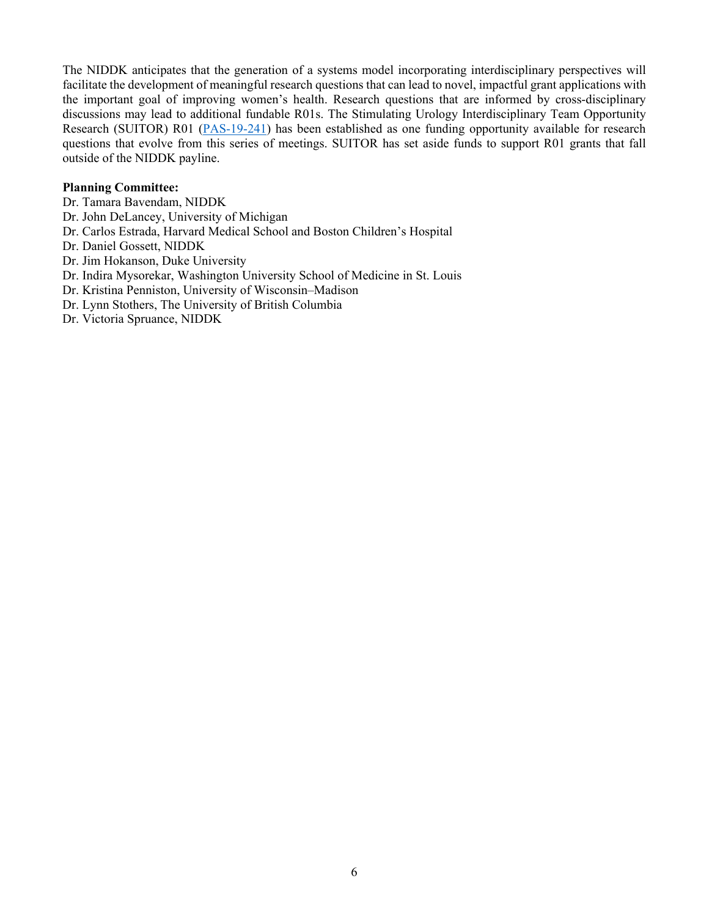The NIDDK anticipates that the generation of a systems model incorporating interdisciplinary perspectives will facilitate the development of meaningful research questions that can lead to novel, impactful grant applications with the important goal of improving women's health. Research questions that are informed by cross-disciplinary discussions may lead to additional fundable R01s. The Stimulating Urology Interdisciplinary Team Opportunity Research (SUITOR) R01 (PAS-19-241) has been established as one funding opportunity available for research questions that evolve from this series of meetings. SUITOR has set aside funds to support R01 grants that fall outside of the NIDDK payline.

**Planning Committee:**

Dr. Tamara Bavendam, NIDDK
Dr. John DeLancey, University of Michigan
Dr. Carlos Estrada, Harvard Medical School and Boston Children's Hospital
Dr. Daniel Gossett, NIDDK
Dr. Jim Hokanson, Duke University
Dr. Indira Mysorekar, Washington University School of Medicine in St. Louis
Dr. Kristina Penniston, University of Wisconsin–Madison
Dr. Lynn Stothers, The University of British Columbia
Dr. Victoria Spruance, NIDDK